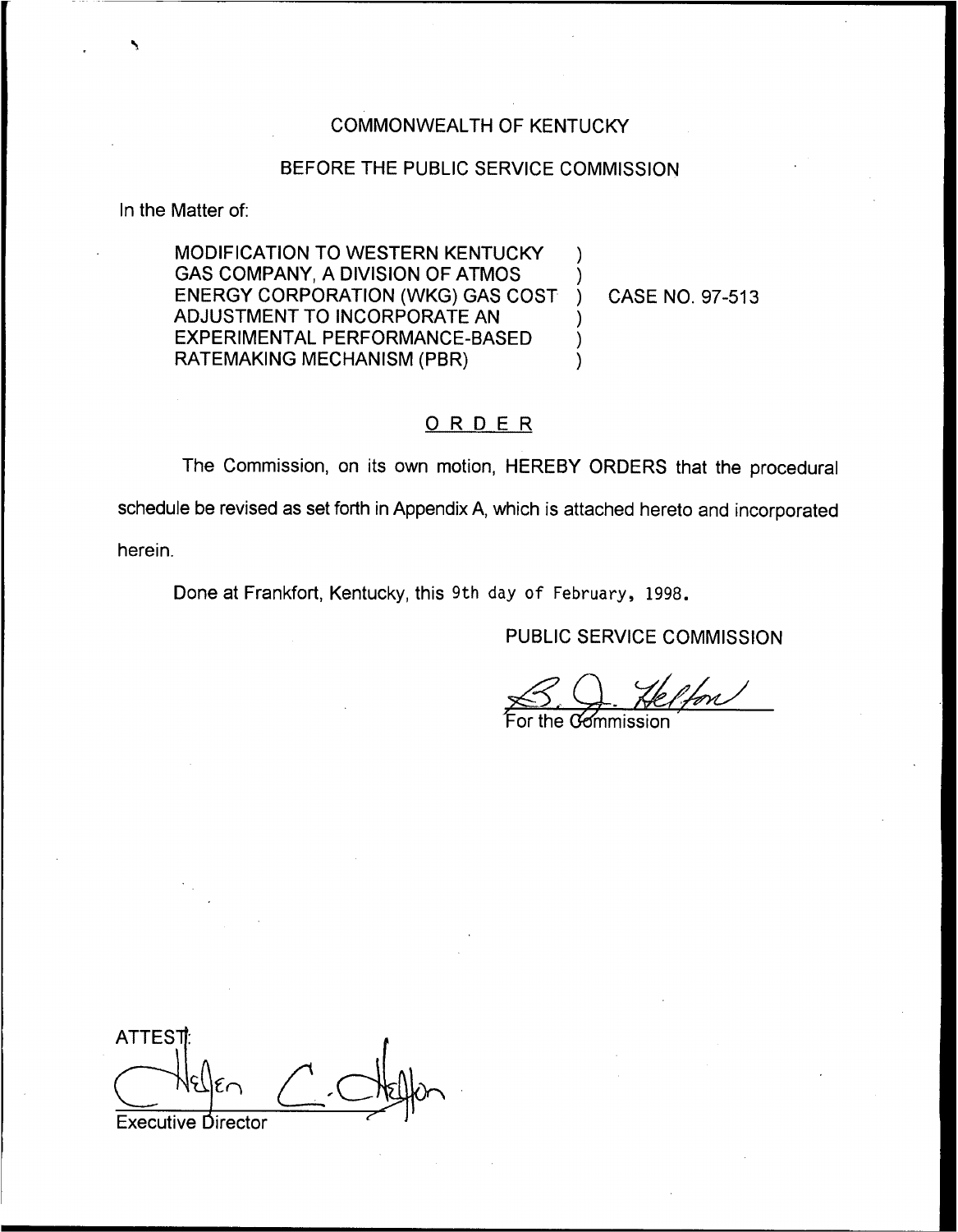COMMONWEALTH OF KENTUCKY

BEFORE THE PUBLIC SERVICE COMMISSION

In the Matter of:

MODIFICATION TO WESTERN KENTUCKY GAS COMPANY, A DIVISION OF ATMOS ENERGY CORPORATION (WKG) GAS COST ADJUSTMENT TO INCORPORATE AN EXPERIMENTAL PERFORMANCE-BASED RATEMAKING MECHANISM (PBR) ) CASE NO. 97-513

## ORDER

The Commission, on its own motion, HEREBY ORDERS that the procedural schedule be revised as set forth in Appendix A, which is attached hereto and incorporated herein.

Done at Frankfort, Kentucky, this 9th day of February, 1998.

PUBLIC SERVICE COMMISSION

For the Commission

ATTEST:

Executive Director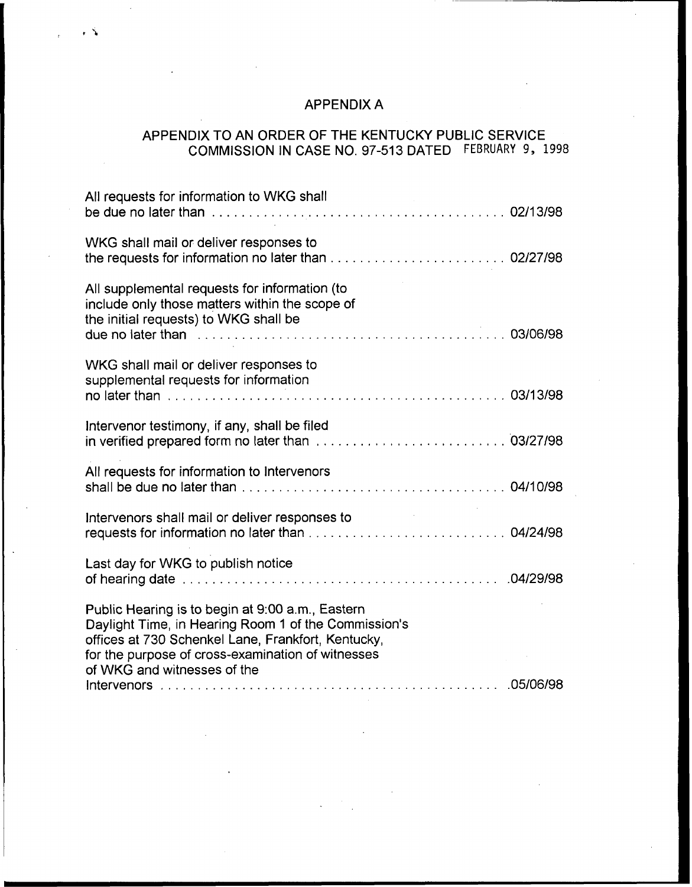# APPENDIX A

## APPENDIX TO AN ORDER OF THE KENTUCKY PUBLIC SERVICE COMMISSION IN CASE NO. 97-513 DATED FEBRUARY 9, 1998

All requests for information to WKG shall be due no later than .......................................... 02/13/98

WKG shall mail or deliver responses to the requests for information no later than ........................ 02/27/98

All supplemental requests for information (to include only those matters within the scope of the initial requests) to WKG shall be due no later than .......................................... 03/06/98

WKG shall mail or deliver responses to supplemental requests for information no later than .............................................. 03/13/98

Intervenor testimony, if any, shall be filed in verified prepared form no later than .......................... 03/27/98

All requests for information to Intervenors shall be due no later than ...................................... 04/10/98

Intervenors shall mail or deliver responses to requests for information no later than .......................... 04/24/98

Last day for WKG to publish notice of hearing date ............................................ .04/29/98

Public Hearing is to begin at 9:00 a.m., Eastern Daylight Time, in Hearing Room 1 of the Commission's offices at 730 Schenkel Lane, Frankfort, Kentucky, for the purpose of cross-examination of witnesses of WKG and witnesses of the Intervenors .............................................. .05/06/98